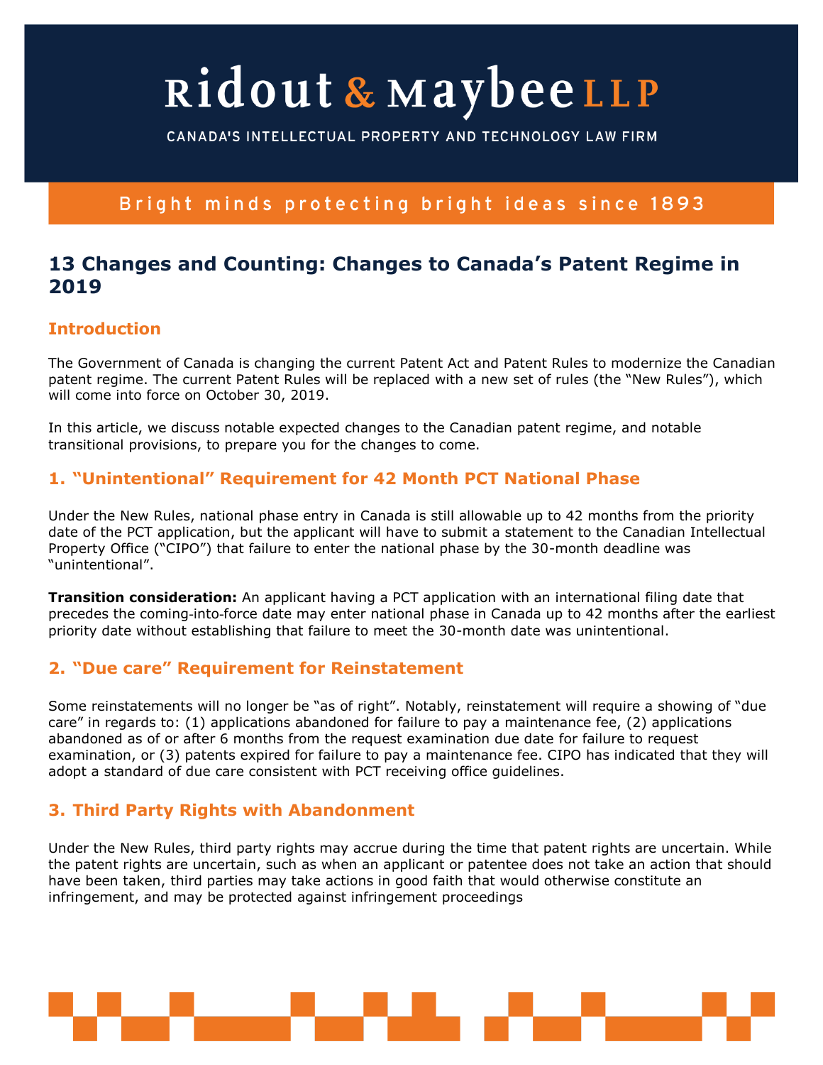# Ridout & Maybee LLP

CANADA'S INTELLECTUAL PROPERTY AND TECHNOLOGY LAW FIRM

Bright minds protecting bright ideas since 1893

## 13 Changes and Counting: Changes to Canada's Patent Regime in 2019

### Introduction

The Government of Canada is changing the current Patent Act and Patent Rules to modernize the Canadian patent regime. The current Patent Rules will be replaced with a new set of rules (the "New Rules"), which will come into force on October 30, 2019.

In this article, we discuss notable expected changes to the Canadian patent regime, and notable transitional provisions, to prepare you for the changes to come.

### 1. "Unintentional" Requirement for 42 Month PCT National Phase

Under the New Rules, national phase entry in Canada is still allowable up to 42 months from the priority date of the PCT application, but the applicant will have to submit a statement to the Canadian Intellectual Property Office ("CIPO") that failure to enter the national phase by the 30-month deadline was "unintentional".

**Transition consideration:** An applicant having a PCT application with an international filing date that precedes the coming-into-force date may enter national phase in Canada up to 42 months after the earliest priority date without establishing that failure to meet the 30-month date was unintentional.

### 2. "Due care" Requirement for Reinstatement

Some reinstatements will no longer be "as of right". Notably, reinstatement will require a showing of "due care" in regards to: (1) applications abandoned for failure to pay a maintenance fee, (2) applications abandoned as of or after 6 months from the request examination due date for failure to request examination, or (3) patents expired for failure to pay a maintenance fee. CIPO has indicated that they will adopt a standard of due care consistent with PCT receiving office guidelines.

### 3. Third Party Rights with Abandonment

Under the New Rules, third party rights may accrue during the time that patent rights are uncertain. While the patent rights are uncertain, such as when an applicant or patentee does not take an action that should have been taken, third parties may take actions in good faith that would otherwise constitute an infringement, and may be protected against infringement proceedings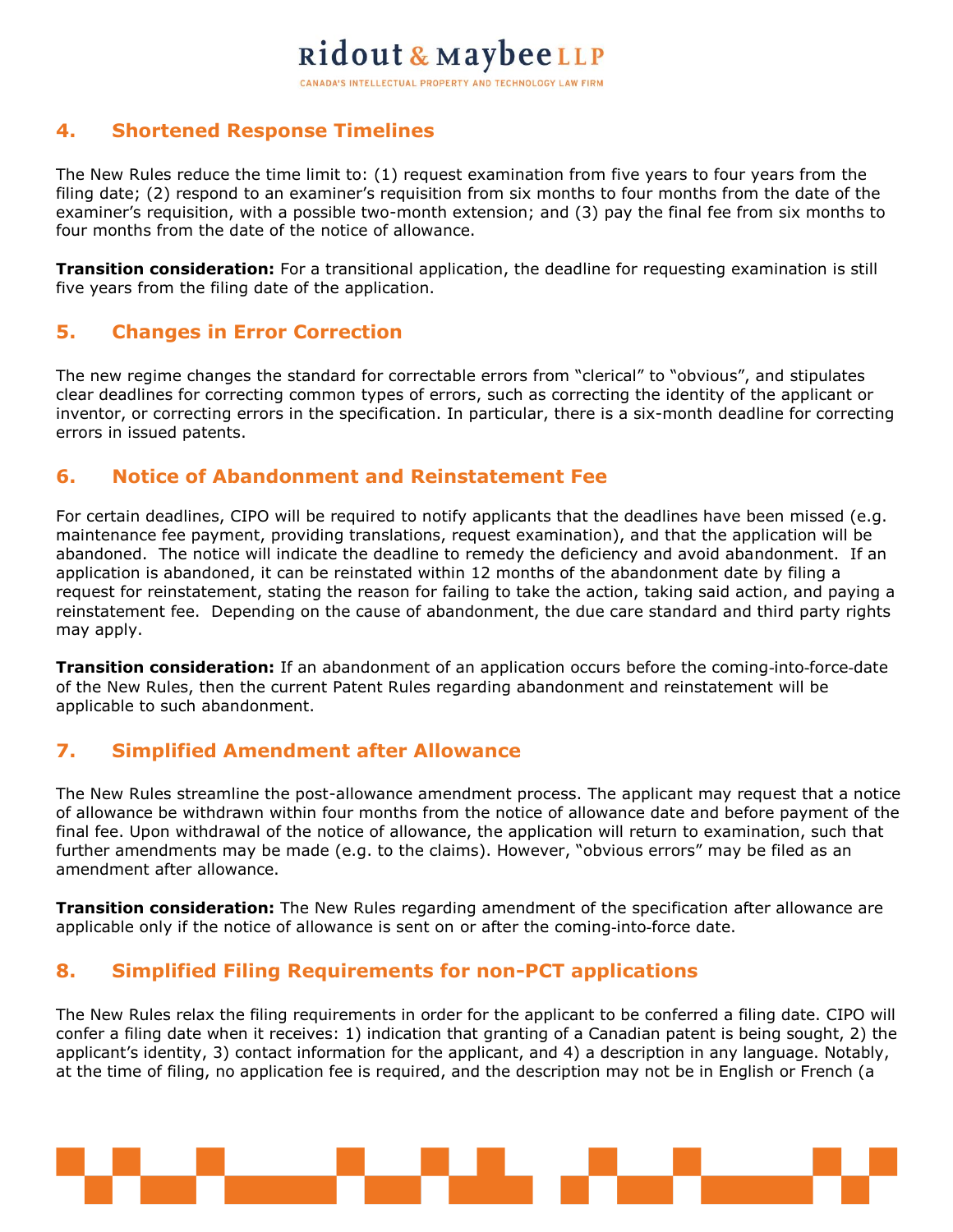## 4. Shortened Response Timelines

The New Rules reduce the time limit to: (1) request examination from five years to four years from the filing date; (2) respond to an examiner's requisition from six months to four months from the date of the examiner's requisition, with a possible two-month extension; and (3) pay the final fee from six months to four months from the date of the notice of allowance.

**Transition consideration:** For a transitional application, the deadline for requesting examination is still five years from the filing date of the application.

## 5. Changes in Error Correction

The new regime changes the standard for correctable errors from "clerical" to "obvious", and stipulates clear deadlines for correcting common types of errors, such as correcting the identity of the applicant or inventor, or correcting errors in the specification. In particular, there is a six-month deadline for correcting errors in issued patents.

## 6. Notice of Abandonment and Reinstatement Fee

For certain deadlines, CIPO will be required to notify applicants that the deadlines have been missed (e.g. maintenance fee payment, providing translations, request examination), and that the application will be abandoned. The notice will indicate the deadline to remedy the deficiency and avoid abandonment. If an application is abandoned, it can be reinstated within 12 months of the abandonment date by filing a request for reinstatement, stating the reason for failing to take the action, taking said action, and paying a reinstatement fee. Depending on the cause of abandonment, the due care standard and third party rights may apply.

**Transition consideration:** If an abandonment of an application occurs before the coming-into-force-date of the New Rules, then the current Patent Rules regarding abandonment and reinstatement will be applicable to such abandonment.

## 7. Simplified Amendment after Allowance

The New Rules streamline the post-allowance amendment process. The applicant may request that a notice of allowance be withdrawn within four months from the notice of allowance date and before payment of the final fee. Upon withdrawal of the notice of allowance, the application will return to examination, such that further amendments may be made (e.g. to the claims). However, "obvious errors" may be filed as an amendment after allowance.

**Transition consideration:** The New Rules regarding amendment of the specification after allowance are applicable only if the notice of allowance is sent on or after the coming-into-force date.

## 8. Simplified Filing Requirements for non-PCT applications

The New Rules relax the filing requirements in order for the applicant to be conferred a filing date. CIPO will confer a filing date when it receives: 1) indication that granting of a Canadian patent is being sought, 2) the applicant's identity, 3) contact information for the applicant, and 4) a description in any language. Notably, at the time of filing, no application fee is required, and the description may not be in English or French (a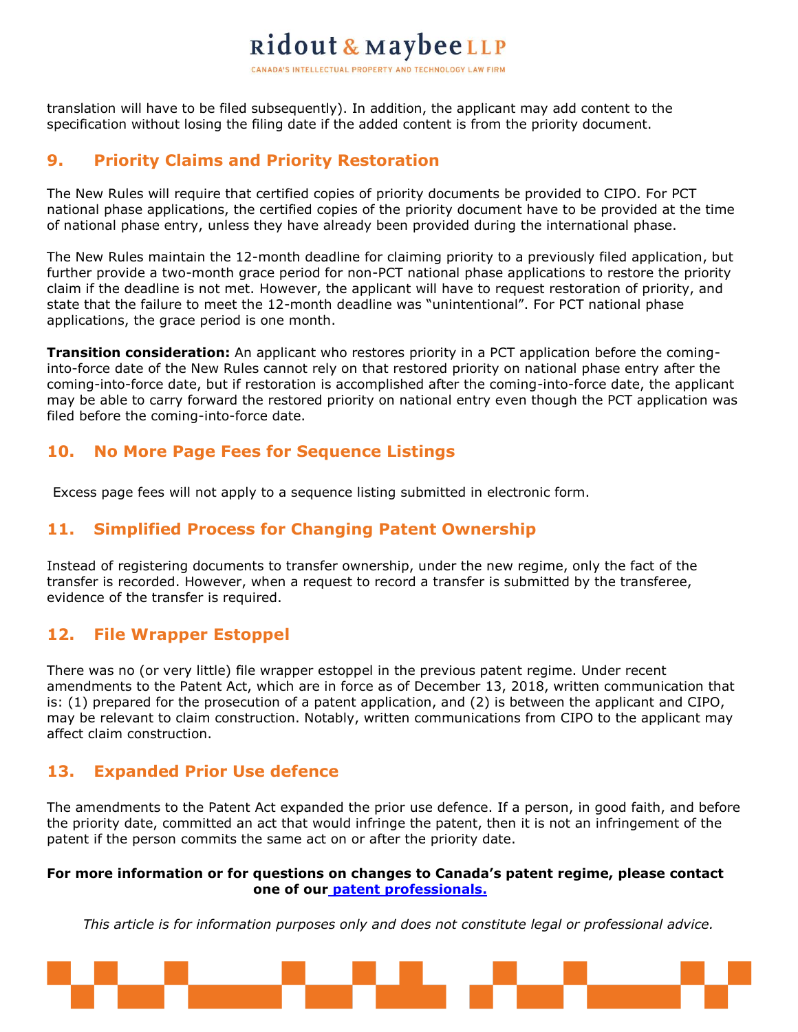translation will have to be filed subsequently). In addition, the applicant may add content to the specification without losing the filing date if the added content is from the priority document.

## 9. Priority Claims and Priority Restoration

The New Rules will require that certified copies of priority documents be provided to CIPO. For PCT national phase applications, the certified copies of the priority document have to be provided at the time of national phase entry, unless they have already been provided during the international phase.

The New Rules maintain the 12-month deadline for claiming priority to a previously filed application, but further provide a two-month grace period for non-PCT national phase applications to restore the priority claim if the deadline is not met. However, the applicant will have to request restoration of priority, and state that the failure to meet the 12-month deadline was "unintentional". For PCT national phase applications, the grace period is one month.

**Transition consideration:** An applicant who restores priority in a PCT application before the coming-into-force date of the New Rules cannot rely on that restored priority on national phase entry after the coming-into-force date, but if restoration is accomplished after the coming-into-force date, the applicant may be able to carry forward the restored priority on national entry even though the PCT application was filed before the coming-into-force date.

## 10. No More Page Fees for Sequence Listings

Excess page fees will not apply to a sequence listing submitted in electronic form.

## 11. Simplified Process for Changing Patent Ownership

Instead of registering documents to transfer ownership, under the new regime, only the fact of the transfer is recorded. However, when a request to record a transfer is submitted by the transferee, evidence of the transfer is required.

## 12. File Wrapper Estoppel

There was no (or very little) file wrapper estoppel in the previous patent regime. Under recent amendments to the Patent Act, which are in force as of December 13, 2018, written communication that is: (1) prepared for the prosecution of a patent application, and (2) is between the applicant and CIPO, may be relevant to claim construction. Notably, written communications from CIPO to the applicant may affect claim construction.

## 13. Expanded Prior Use defence

The amendments to the Patent Act expanded the prior use defence. If a person, in good faith, and before the priority date, committed an act that would infringe the patent, then it is not an infringement of the patent if the person commits the same act on or after the priority date.

**For more information or for questions on changes to Canada's patent regime, please contact one of our patent professionals.**

*This article is for information purposes only and does not constitute legal or professional advice.*